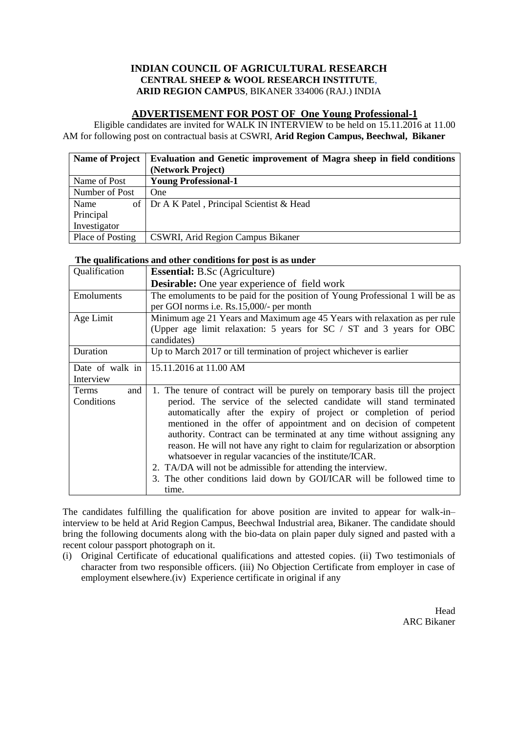# INDIAN COUNCIL OF AGRICULTURAL RESEARCH
## CENTRAL SHEEP & WOOL RESEARCH INSTITUTE,
## ARID REGION CAMPUS, BIKANER 334006 (RAJ.) INDIA

### ADVERTISEMENT FOR POST OF One Young Professional-1

Eligible candidates are invited for WALK IN INTERVIEW to be held on 15.11.2016 at 11.00 AM for following post on contractual basis at CSWRI, **Arid Region Campus, Beechwal, Bikaner**

| **Name of Project** | **Evaluation and Genetic improvement of Magra sheep in field conditions (Network Project)** |
|---|---|
| Name of Post | **Young Professional-1** |
| Number of Post | One |
| Name of Principal Investigator | Dr A K Patel , Principal Scientist & Head |
| Place of Posting | CSWRI, Arid Region Campus Bikaner |

**The qualifications and other conditions for post is as under**

| Qualification | **Essential:** B.Sc (Agriculture)<br>**Desirable:** One year experience of field work |
|---|---|
| Emoluments | The emoluments to be paid for the position of Young Professional 1 will be as per GOI norms i.e. Rs.15,000/- per month |
| Age Limit | Minimum age 21 Years and Maximum age 45 Years with relaxation as per rule (Upper age limit relaxation: 5 years for SC / ST and 3 years for OBC candidates) |
| Duration | Up to March 2017 or till termination of project whichever is earlier |
| Date of walk in Interview | 15.11.2016 at 11.00 AM |
| Terms and Conditions | 1. The tenure of contract will be purely on temporary basis till the project period. The service of the selected candidate will stand terminated automatically after the expiry of project or completion of period mentioned in the offer of appointment and on decision of competent authority. Contract can be terminated at any time without assigning any reason. He will not have any right to claim for regularization or absorption whatsoever in regular vacancies of the institute/ICAR.<br>2. TA/DA will not be admissible for attending the interview.<br>3. The other conditions laid down by GOI/ICAR will be followed time to time. |

The candidates fulfilling the qualification for above position are invited to appear for walk-in–interview to be held at Arid Region Campus, Beechwal Industrial area, Bikaner. The candidate should bring the following documents along with the bio-data on plain paper duly signed and pasted with a recent colour passport photograph on it.

(i) Original Certificate of educational qualifications and attested copies. (ii) Two testimonials of character from two responsible officers. (iii) No Objection Certificate from employer in case of employment elsewhere.(iv) Experience certificate in original if any

Head
ARC Bikaner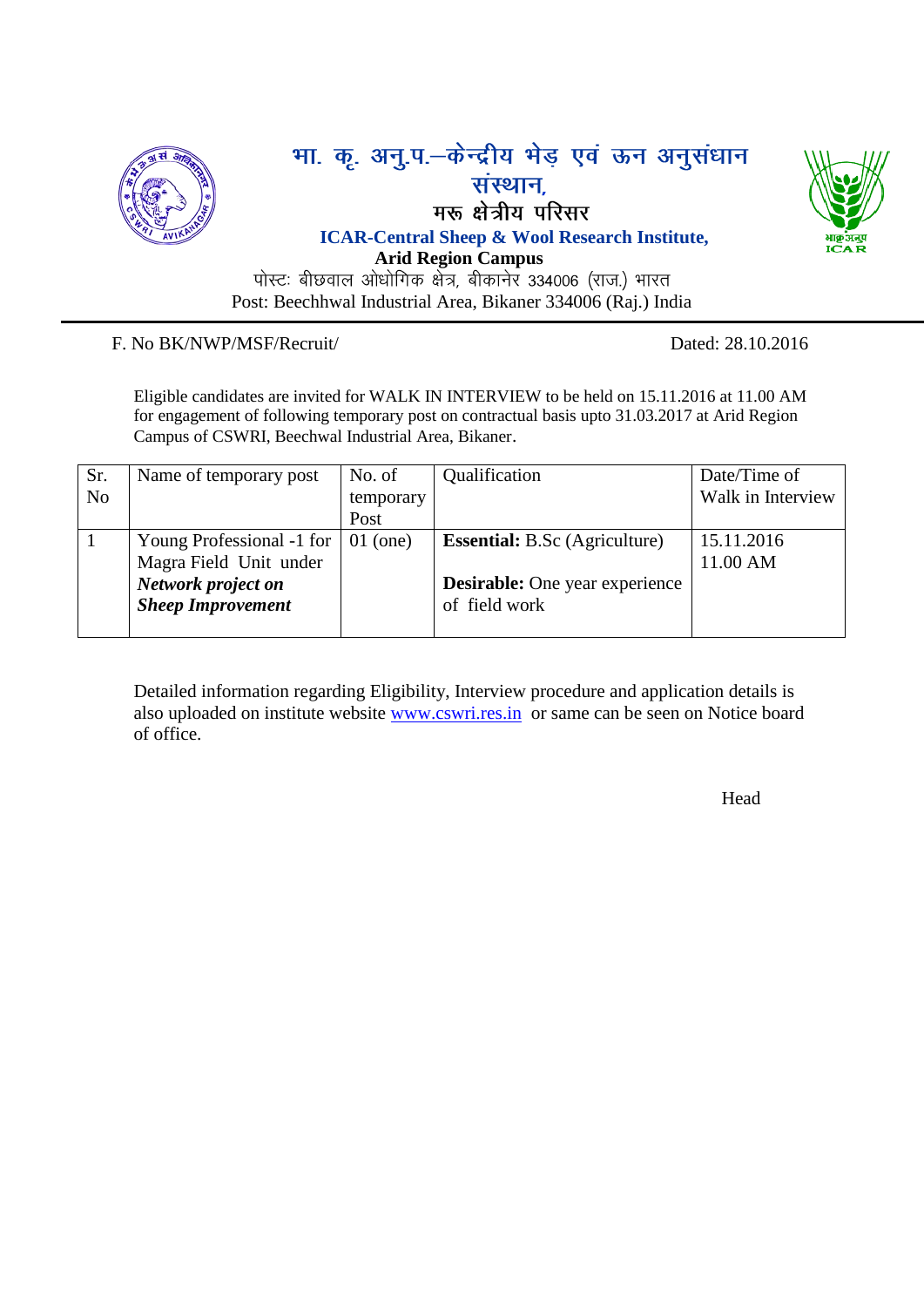# भा. कृ. अनु.प.–केन्द्रीय भेड़ एवं ऊन अनुसंधान संस्थान,

## मरू क्षेत्रीय परिसर

**ICAR-Central Sheep & Wool Research Institute,**

**Arid Region Campus**

पोस्टः बीछवाल ओधोगिक क्षेत्र, बीकानेर 334006 (राज.) भारत

Post: Beechhwal Industrial Area, Bikaner 334006 (Raj.) India

---

F. No BK/NWP/MSF/Recruit/ Dated: 28.10.2016

Eligible candidates are invited for WALK IN INTERVIEW to be held on 15.11.2016 at 11.00 AM for engagement of following temporary post on contractual basis upto 31.03.2017 at Arid Region Campus of CSWRI, Beechwal Industrial Area, Bikaner.

| Sr. No | Name of temporary post | No. of temporary Post | Qualification | Date/Time of Walk in Interview |
|---|---|---|---|---|
| 1 | Young Professional -1 for Magra Field Unit under ***Network project on Sheep Improvement*** | 01 (one) | **Essential:** B.Sc (Agriculture)<br><br>**Desirable:** One year experience of field work | 15.11.2016<br>11.00 AM |

Detailed information regarding Eligibility, Interview procedure and application details is also uploaded on institute website [www.cswri.res.in](http://www.cswri.res.in) or same can be seen on Notice board of office.

Head